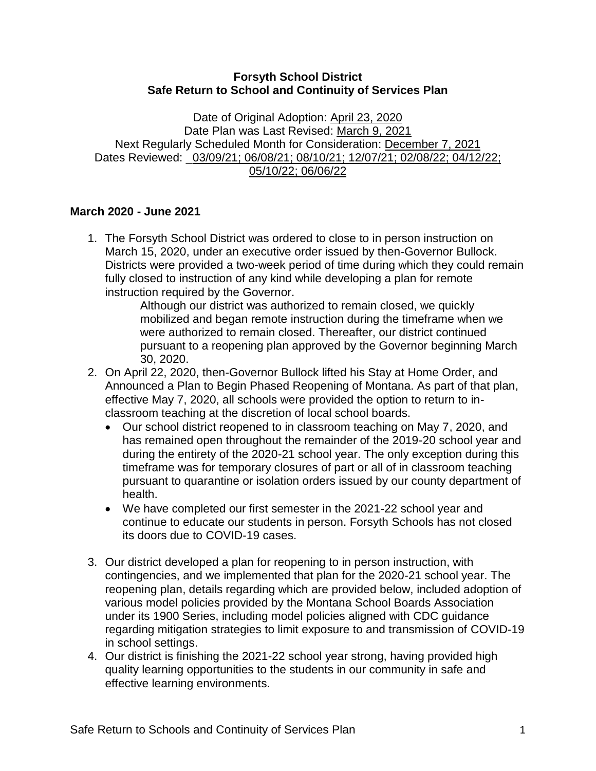**Forsyth School District**
**Safe Return to School and Continuity of Services Plan**

Date of Original Adoption: April 23, 2020
Date Plan was Last Revised: March 9, 2021
Next Regularly Scheduled Month for Consideration: December 7, 2021
Dates Reviewed: 03/09/21; 06/08/21; 08/10/21; 12/07/21; 02/08/22; 04/12/22; 05/10/22; 06/06/22

**March 2020 - June 2021**

1. The Forsyth School District was ordered to close to in person instruction on March 15, 2020, under an executive order issued by then-Governor Bullock. Districts were provided a two-week period of time during which they could remain fully closed to instruction of any kind while developing a plan for remote instruction required by the Governor.

   Although our district was authorized to remain closed, we quickly mobilized and began remote instruction during the timeframe when we were authorized to remain closed. Thereafter, our district continued pursuant to a reopening plan approved by the Governor beginning March 30, 2020.

2. On April 22, 2020, then-Governor Bullock lifted his Stay at Home Order, and Announced a Plan to Begin Phased Reopening of Montana. As part of that plan, effective May 7, 2020, all schools were provided the option to return to in-classroom teaching at the discretion of local school boards.
   - Our school district reopened to in classroom teaching on May 7, 2020, and has remained open throughout the remainder of the 2019-20 school year and during the entirety of the 2020-21 school year. The only exception during this timeframe was for temporary closures of part or all of in classroom teaching pursuant to quarantine or isolation orders issued by our county department of health.
   - We have completed our first semester in the 2021-22 school year and continue to educate our students in person. Forsyth Schools has not closed its doors due to COVID-19 cases.

3. Our district developed a plan for reopening to in person instruction, with contingencies, and we implemented that plan for the 2020-21 school year. The reopening plan, details regarding which are provided below, included adoption of various model policies provided by the Montana School Boards Association under its 1900 Series, including model policies aligned with CDC guidance regarding mitigation strategies to limit exposure to and transmission of COVID-19 in school settings.

4. Our district is finishing the 2021-22 school year strong, having provided high quality learning opportunities to the students in our community in safe and effective learning environments.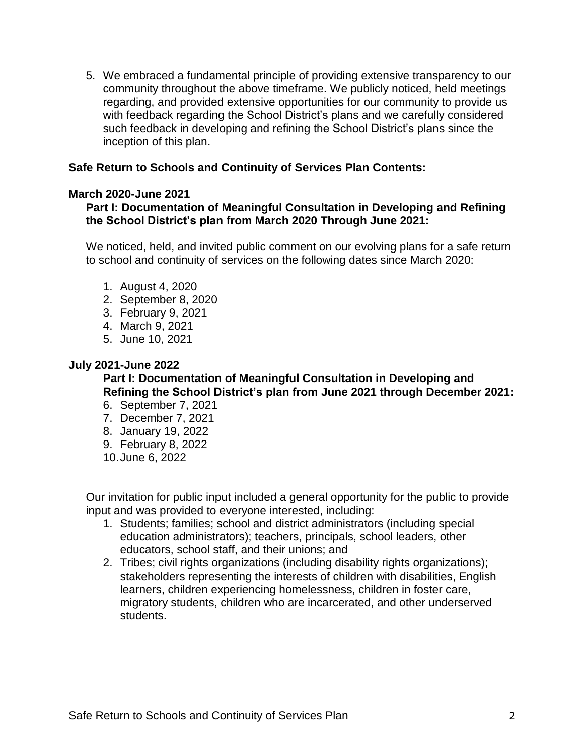5. We embraced a fundamental principle of providing extensive transparency to our community throughout the above timeframe. We publicly noticed, held meetings regarding, and provided extensive opportunities for our community to provide us with feedback regarding the School District's plans and we carefully considered such feedback in developing and refining the School District's plans since the inception of this plan.

## Safe Return to Schools and Continuity of Services Plan Contents:

### March 2020-June 2021

**Part I: Documentation of Meaningful Consultation in Developing and Refining the School District's plan from March 2020 Through June 2021:**

We noticed, held, and invited public comment on our evolving plans for a safe return to school and continuity of services on the following dates since March 2020:

1. August 4, 2020
2. September 8, 2020
3. February 9, 2021
4. March 9, 2021
5. June 10, 2021

### July 2021-June 2022

**Part I: Documentation of Meaningful Consultation in Developing and Refining the School District's plan from June 2021 through December 2021:**

6. September 7, 2021
7. December 7, 2021
8. January 19, 2022
9. February 8, 2022
10. June 6, 2022

Our invitation for public input included a general opportunity for the public to provide input and was provided to everyone interested, including:

1. Students; families; school and district administrators (including special education administrators); teachers, principals, school leaders, other educators, school staff, and their unions; and
2. Tribes; civil rights organizations (including disability rights organizations); stakeholders representing the interests of children with disabilities, English learners, children experiencing homelessness, children in foster care, migratory students, children who are incarcerated, and other underserved students.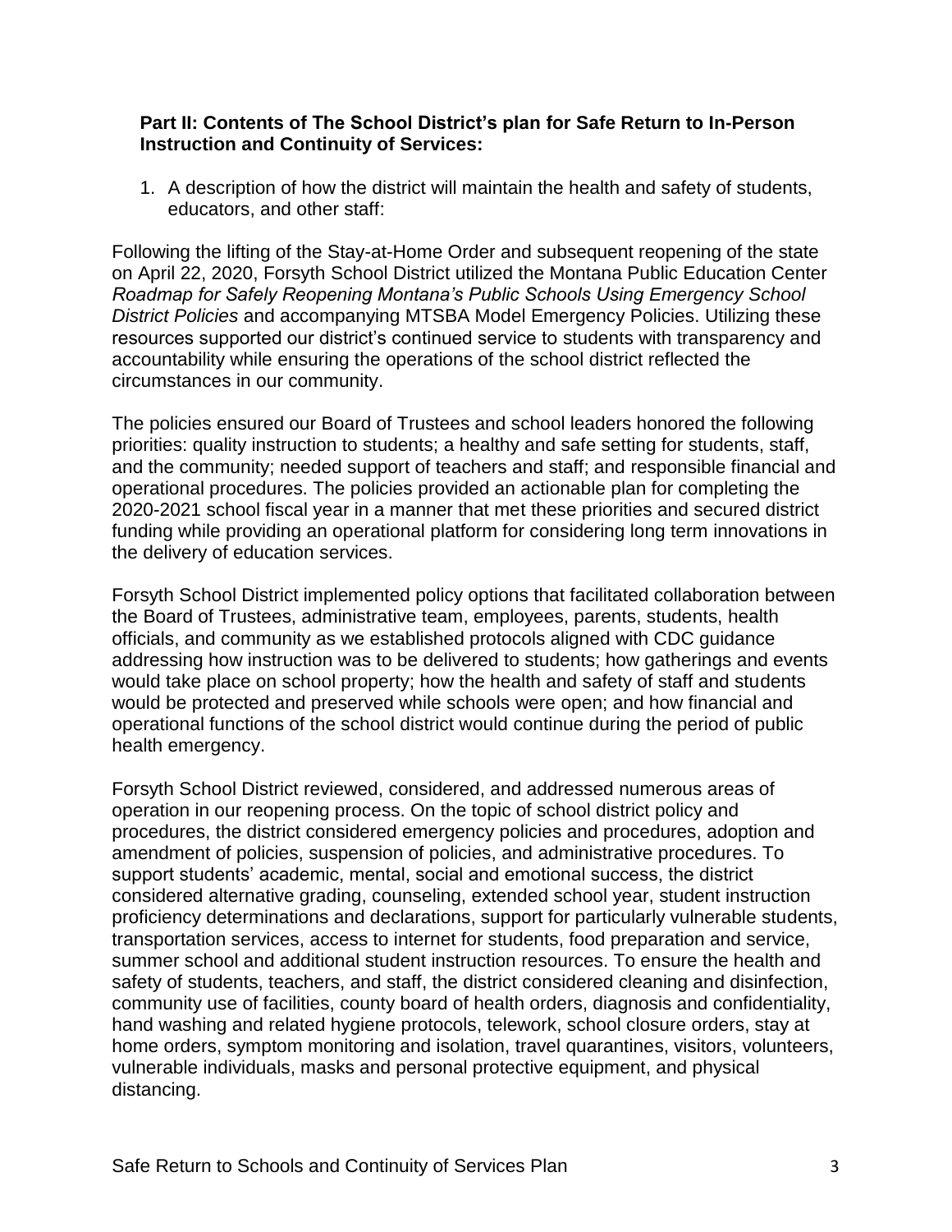**Part II: Contents of The School District's plan for Safe Return to In-Person Instruction and Continuity of Services:**

1. A description of how the district will maintain the health and safety of students, educators, and other staff:

Following the lifting of the Stay-at-Home Order and subsequent reopening of the state on April 22, 2020, Forsyth School District utilized the Montana Public Education Center *Roadmap for Safely Reopening Montana's Public Schools Using Emergency School District Policies* and accompanying MTSBA Model Emergency Policies. Utilizing these resources supported our district's continued service to students with transparency and accountability while ensuring the operations of the school district reflected the circumstances in our community.

The policies ensured our Board of Trustees and school leaders honored the following priorities: quality instruction to students; a healthy and safe setting for students, staff, and the community; needed support of teachers and staff; and responsible financial and operational procedures. The policies provided an actionable plan for completing the 2020-2021 school fiscal year in a manner that met these priorities and secured district funding while providing an operational platform for considering long term innovations in the delivery of education services.

Forsyth School District implemented policy options that facilitated collaboration between the Board of Trustees, administrative team, employees, parents, students, health officials, and community as we established protocols aligned with CDC guidance addressing how instruction was to be delivered to students; how gatherings and events would take place on school property; how the health and safety of staff and students would be protected and preserved while schools were open; and how financial and operational functions of the school district would continue during the period of public health emergency.

Forsyth School District reviewed, considered, and addressed numerous areas of operation in our reopening process. On the topic of school district policy and procedures, the district considered emergency policies and procedures, adoption and amendment of policies, suspension of policies, and administrative procedures. To support students' academic, mental, social and emotional success, the district considered alternative grading, counseling, extended school year, student instruction proficiency determinations and declarations, support for particularly vulnerable students, transportation services, access to internet for students, food preparation and service, summer school and additional student instruction resources. To ensure the health and safety of students, teachers, and staff, the district considered cleaning and disinfection, community use of facilities, county board of health orders, diagnosis and confidentiality, hand washing and related hygiene protocols, telework, school closure orders, stay at home orders, symptom monitoring and isolation, travel quarantines, visitors, volunteers, vulnerable individuals, masks and personal protective equipment, and physical distancing.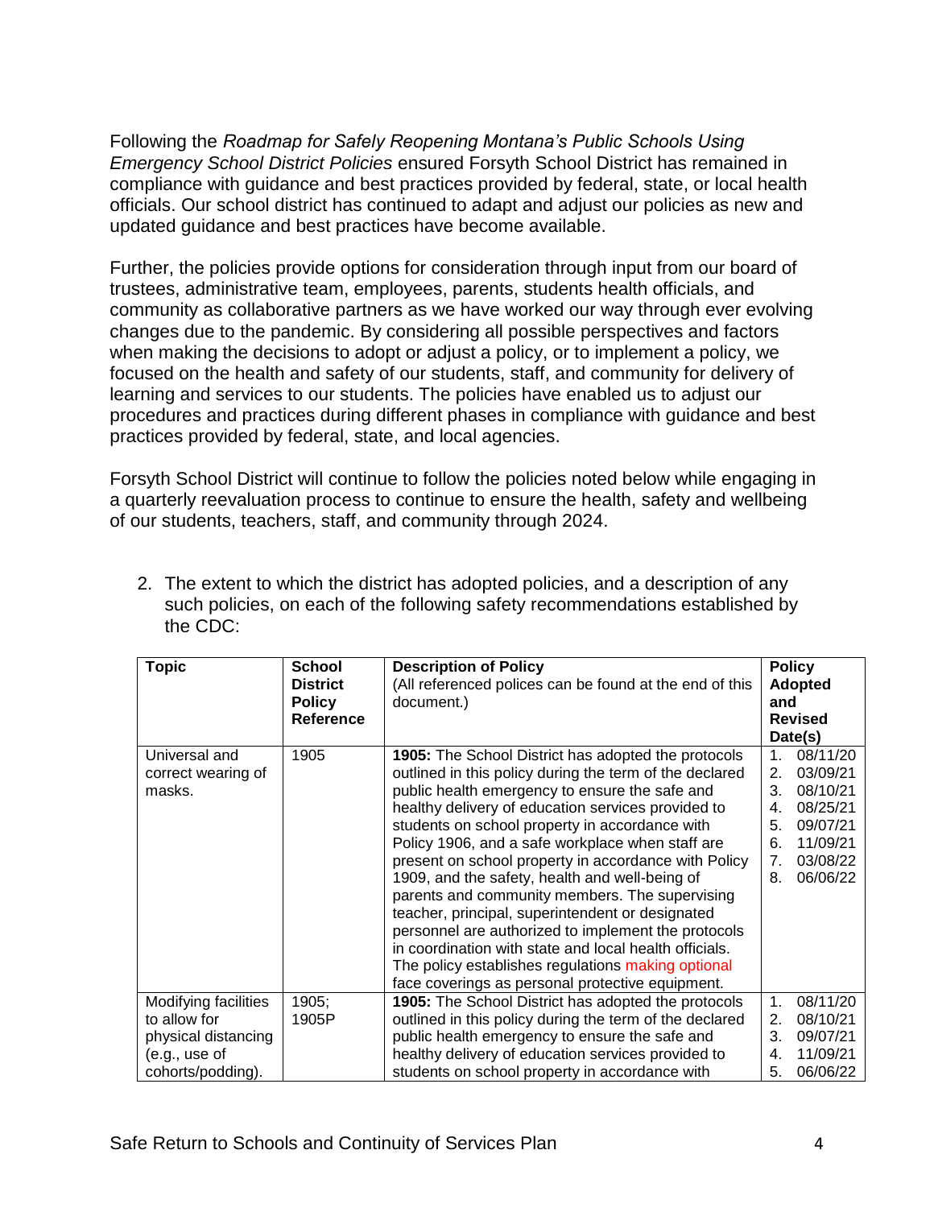Following the *Roadmap for Safely Reopening Montana's Public Schools Using Emergency School District Policies* ensured Forsyth School District has remained in compliance with guidance and best practices provided by federal, state, or local health officials. Our school district has continued to adapt and adjust our policies as new and updated guidance and best practices have become available.

Further, the policies provide options for consideration through input from our board of trustees, administrative team, employees, parents, students health officials, and community as collaborative partners as we have worked our way through ever evolving changes due to the pandemic. By considering all possible perspectives and factors when making the decisions to adopt or adjust a policy, or to implement a policy, we focused on the health and safety of our students, staff, and community for delivery of learning and services to our students. The policies have enabled us to adjust our procedures and practices during different phases in compliance with guidance and best practices provided by federal, state, and local agencies.

Forsyth School District will continue to follow the policies noted below while engaging in a quarterly reevaluation process to continue to ensure the health, safety and wellbeing of our students, teachers, staff, and community through 2024.

2. The extent to which the district has adopted policies, and a description of any such policies, on each of the following safety recommendations established by the CDC:

| **Topic** | **School District Policy Reference** | **Description of Policy** (All referenced polices can be found at the end of this document.) | **Policy Adopted and Revised Date(s)** |
|---|---|---|---|
| Universal and correct wearing of masks. | 1905 | **1905:** The School District has adopted the protocols outlined in this policy during the term of the declared public health emergency to ensure the safe and healthy delivery of education services provided to students on school property in accordance with Policy 1906, and a safe workplace when staff are present on school property in accordance with Policy 1909, and the safety, health and well-being of parents and community members. The supervising teacher, principal, superintendent or designated personnel are authorized to implement the protocols in coordination with state and local health officials. The policy establishes regulations making optional face coverings as personal protective equipment. | 1. 08/11/20<br>2. 03/09/21<br>3. 08/10/21<br>4. 08/25/21<br>5. 09/07/21<br>6. 11/09/21<br>7. 03/08/22<br>8. 06/06/22 |
| Modifying facilities to allow for physical distancing (e.g., use of cohorts/podding). | 1905; 1905P | **1905:** The School District has adopted the protocols outlined in this policy during the term of the declared public health emergency to ensure the safe and healthy delivery of education services provided to students on school property in accordance with | 1. 08/11/20<br>2. 08/10/21<br>3. 09/07/21<br>4. 11/09/21<br>5. 06/06/22 |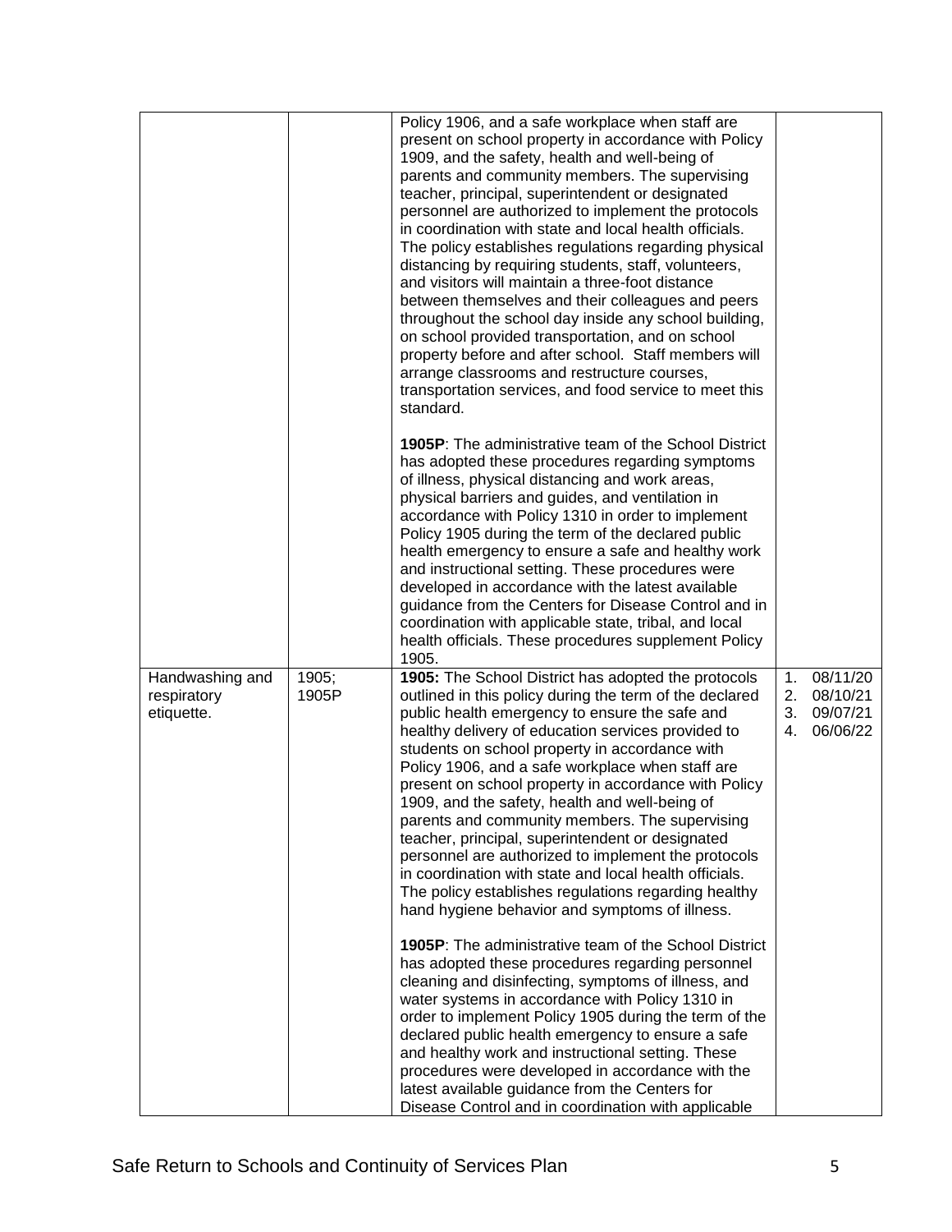| | | | |
|---|---|---|---|
| | | Policy 1906, and a safe workplace when staff are present on school property in accordance with Policy 1909, and the safety, health and well-being of parents and community members. The supervising teacher, principal, superintendent or designated personnel are authorized to implement the protocols in coordination with state and local health officials. The policy establishes regulations regarding physical distancing by requiring students, staff, volunteers, and visitors will maintain a three-foot distance between themselves and their colleagues and peers throughout the school day inside any school building, on school provided transportation, and on school property before and after school. Staff members will arrange classrooms and restructure courses, transportation services, and food service to meet this standard.<br><br>**1905P**: The administrative team of the School District has adopted these procedures regarding symptoms of illness, physical distancing and work areas, physical barriers and guides, and ventilation in accordance with Policy 1310 in order to implement Policy 1905 during the term of the declared public health emergency to ensure a safe and healthy work and instructional setting. These procedures were developed in accordance with the latest available guidance from the Centers for Disease Control and in coordination with applicable state, tribal, and local health officials. These procedures supplement Policy 1905. | |
| Handwashing and respiratory etiquette. | 1905; 1905P | **1905:** The School District has adopted the protocols outlined in this policy during the term of the declared public health emergency to ensure the safe and healthy delivery of education services provided to students on school property in accordance with Policy 1906, and a safe workplace when staff are present on school property in accordance with Policy 1909, and the safety, health and well-being of parents and community members. The supervising teacher, principal, superintendent or designated personnel are authorized to implement the protocols in coordination with state and local health officials. The policy establishes regulations regarding healthy hand hygiene behavior and symptoms of illness.<br><br>**1905P**: The administrative team of the School District has adopted these procedures regarding personnel cleaning and disinfecting, symptoms of illness, and water systems in accordance with Policy 1310 in order to implement Policy 1905 during the term of the declared public health emergency to ensure a safe and healthy work and instructional setting. These procedures were developed in accordance with the latest available guidance from the Centers for Disease Control and in coordination with applicable | 1. 08/11/20<br>2. 08/10/21<br>3. 09/07/21<br>4. 06/06/22 |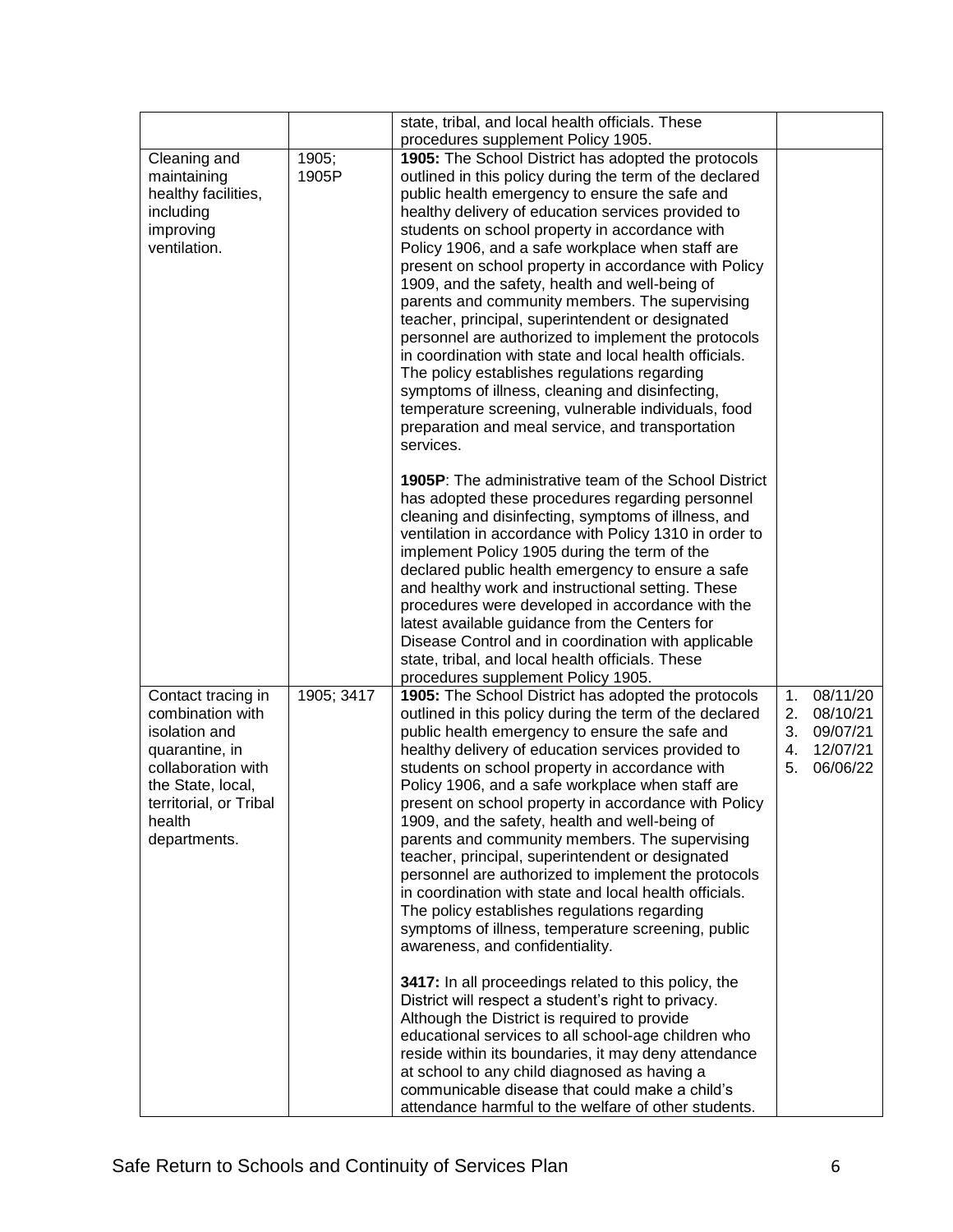| | | | |
|---|---|---|---|
| | | state, tribal, and local health officials. These procedures supplement Policy 1905. | |
| Cleaning and maintaining healthy facilities, including improving ventilation. | 1905; 1905P | **1905:** The School District has adopted the protocols outlined in this policy during the term of the declared public health emergency to ensure the safe and healthy delivery of education services provided to students on school property in accordance with Policy 1906, and a safe workplace when staff are present on school property in accordance with Policy 1909, and the safety, health and well-being of parents and community members. The supervising teacher, principal, superintendent or designated personnel are authorized to implement the protocols in coordination with state and local health officials. The policy establishes regulations regarding symptoms of illness, cleaning and disinfecting, temperature screening, vulnerable individuals, food preparation and meal service, and transportation services.<br><br>**1905P**: The administrative team of the School District has adopted these procedures regarding personnel cleaning and disinfecting, symptoms of illness, and ventilation in accordance with Policy 1310 in order to implement Policy 1905 during the term of the declared public health emergency to ensure a safe and healthy work and instructional setting. These procedures were developed in accordance with the latest available guidance from the Centers for Disease Control and in coordination with applicable state, tribal, and local health officials. These procedures supplement Policy 1905. | |
| Contact tracing in combination with isolation and quarantine, in collaboration with the State, local, territorial, or Tribal health departments. | 1905; 3417 | **1905:** The School District has adopted the protocols outlined in this policy during the term of the declared public health emergency to ensure the safe and healthy delivery of education services provided to students on school property in accordance with Policy 1906, and a safe workplace when staff are present on school property in accordance with Policy 1909, and the safety, health and well-being of parents and community members. The supervising teacher, principal, superintendent or designated personnel are authorized to implement the protocols in coordination with state and local health officials. The policy establishes regulations regarding symptoms of illness, temperature screening, public awareness, and confidentiality.<br><br>**3417:** In all proceedings related to this policy, the District will respect a student's right to privacy. Although the District is required to provide educational services to all school-age children who reside within its boundaries, it may deny attendance at school to any child diagnosed as having a communicable disease that could make a child's attendance harmful to the welfare of other students. | 1. 08/11/20<br>2. 08/10/21<br>3. 09/07/21<br>4. 12/07/21<br>5. 06/06/22 |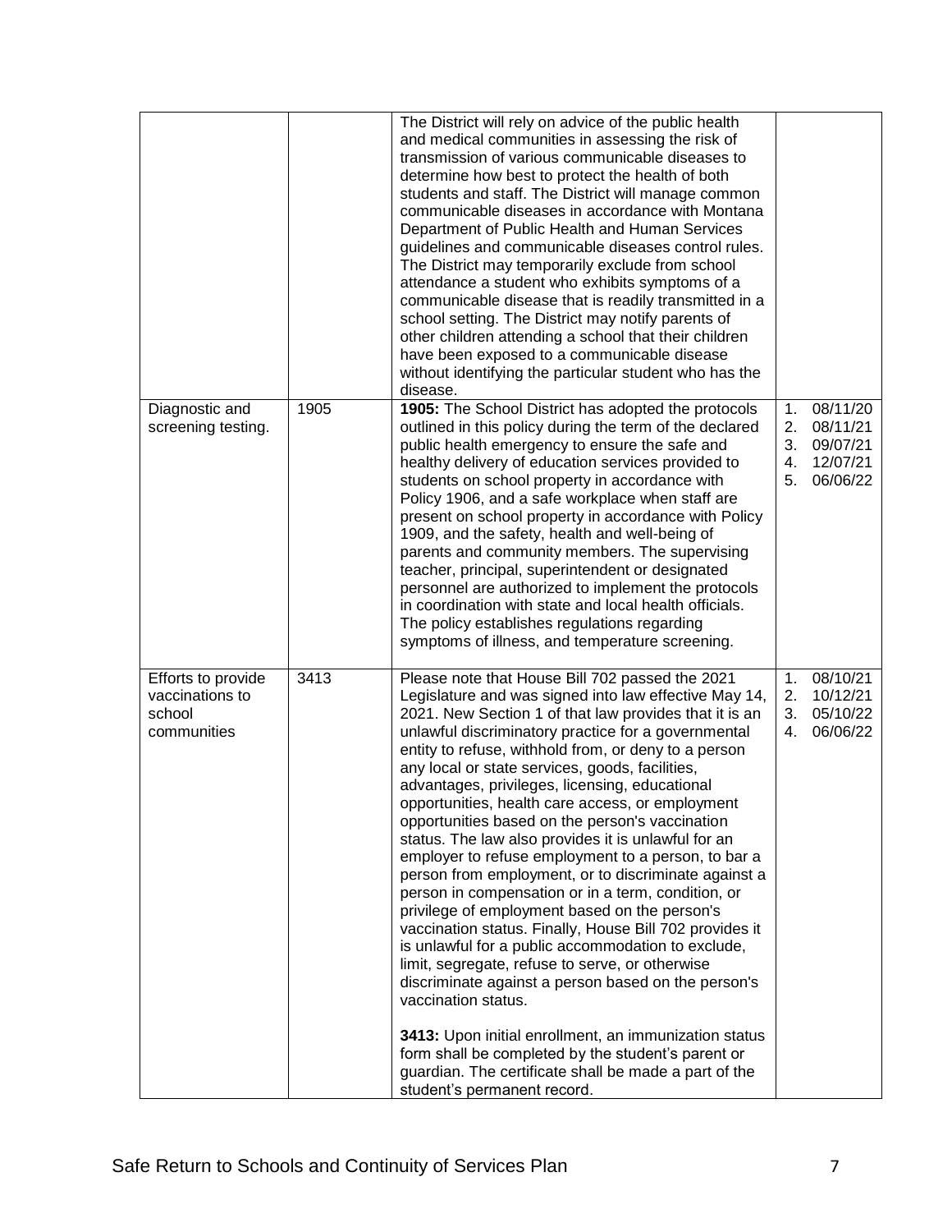|  |  |  |  |
|---|---|---|---|
|  |  | The District will rely on advice of the public health and medical communities in assessing the risk of transmission of various communicable diseases to determine how best to protect the health of both students and staff. The District will manage common communicable diseases in accordance with Montana Department of Public Health and Human Services guidelines and communicable diseases control rules. The District may temporarily exclude from school attendance a student who exhibits symptoms of a communicable disease that is readily transmitted in a school setting. The District may notify parents of other children attending a school that their children have been exposed to a communicable disease without identifying the particular student who has the disease. |  |
| Diagnostic and screening testing. | 1905 | **1905:** The School District has adopted the protocols outlined in this policy during the term of the declared public health emergency to ensure the safe and healthy delivery of education services provided to students on school property in accordance with Policy 1906, and a safe workplace when staff are present on school property in accordance with Policy 1909, and the safety, health and well-being of parents and community members. The supervising teacher, principal, superintendent or designated personnel are authorized to implement the protocols in coordination with state and local health officials. The policy establishes regulations regarding symptoms of illness, and temperature screening. | 1. 08/11/20<br>2. 08/11/21<br>3. 09/07/21<br>4. 12/07/21<br>5. 06/06/22 |
| Efforts to provide vaccinations to school communities | 3413 | Please note that House Bill 702 passed the 2021 Legislature and was signed into law effective May 14, 2021. New Section 1 of that law provides that it is an unlawful discriminatory practice for a governmental entity to refuse, withhold from, or deny to a person any local or state services, goods, facilities, advantages, privileges, licensing, educational opportunities, health care access, or employment opportunities based on the person's vaccination status. The law also provides it is unlawful for an employer to refuse employment to a person, to bar a person from employment, or to discriminate against a person in compensation or in a term, condition, or privilege of employment based on the person's vaccination status. Finally, House Bill 702 provides it is unlawful for a public accommodation to exclude, limit, segregate, refuse to serve, or otherwise discriminate against a person based on the person's vaccination status.<br><br>**3413:** Upon initial enrollment, an immunization status form shall be completed by the student's parent or guardian. The certificate shall be made a part of the student's permanent record. | 1. 08/10/21<br>2. 10/12/21<br>3. 05/10/22<br>4. 06/06/22 |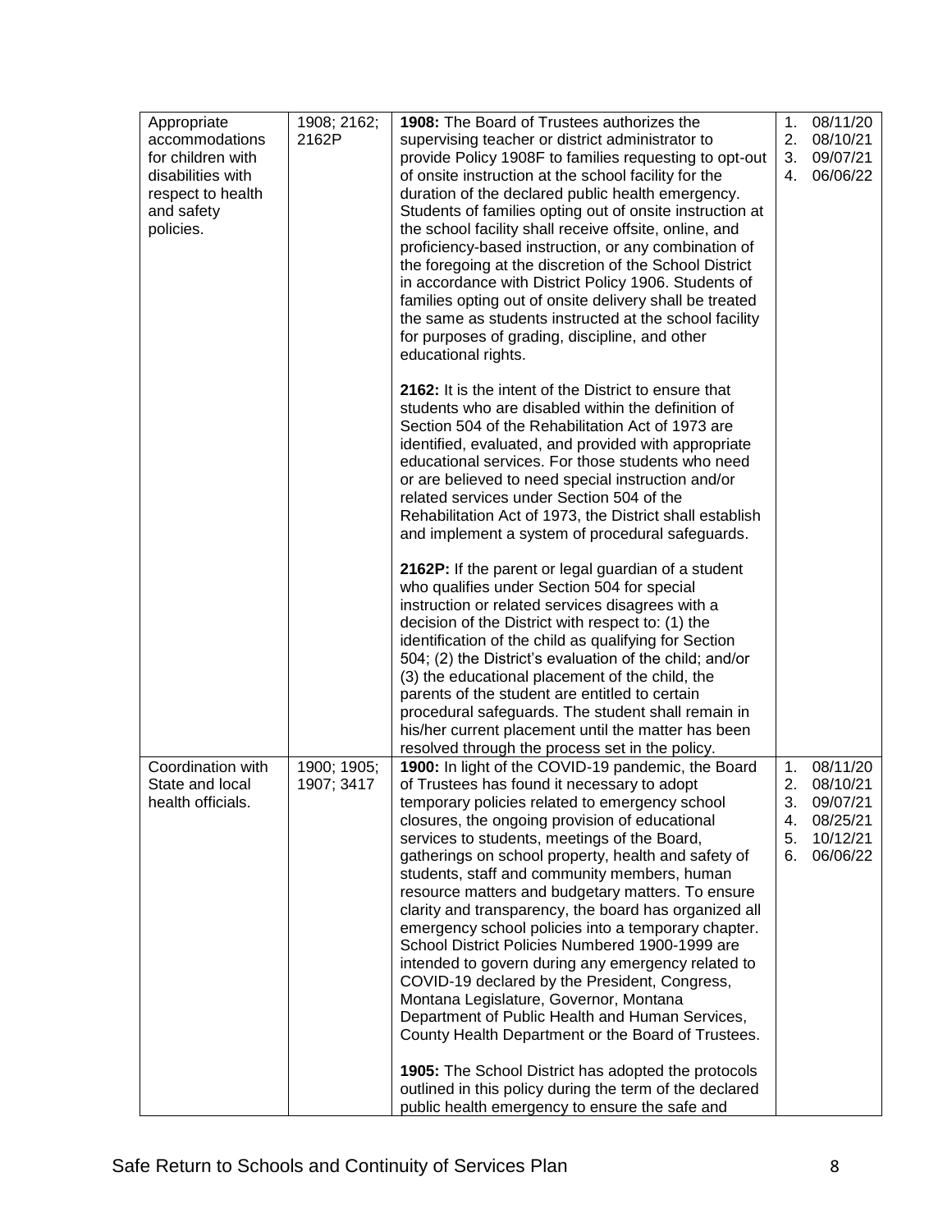| | | | |
|---|---|---|---|
| Appropriate accommodations for children with disabilities with respect to health and safety policies. | 1908; 2162; 2162P | **1908:** The Board of Trustees authorizes the supervising teacher or district administrator to provide Policy 1908F to families requesting to opt-out of onsite instruction at the school facility for the duration of the declared public health emergency. Students of families opting out of onsite instruction at the school facility shall receive offsite, online, and proficiency-based instruction, or any combination of the foregoing at the discretion of the School District in accordance with District Policy 1906. Students of families opting out of onsite delivery shall be treated the same as students instructed at the school facility for purposes of grading, discipline, and other educational rights.<br><br>**2162:** It is the intent of the District to ensure that students who are disabled within the definition of Section 504 of the Rehabilitation Act of 1973 are identified, evaluated, and provided with appropriate educational services. For those students who need or are believed to need special instruction and/or related services under Section 504 of the Rehabilitation Act of 1973, the District shall establish and implement a system of procedural safeguards.<br><br>**2162P:** If the parent or legal guardian of a student who qualifies under Section 504 for special instruction or related services disagrees with a decision of the District with respect to: (1) the identification of the child as qualifying for Section 504; (2) the District's evaluation of the child; and/or (3) the educational placement of the child, the parents of the student are entitled to certain procedural safeguards. The student shall remain in his/her current placement until the matter has been resolved through the process set in the policy. | 1. 08/11/20<br>2. 08/10/21<br>3. 09/07/21<br>4. 06/06/22 |
| Coordination with State and local health officials. | 1900; 1905; 1907; 3417 | **1900:** In light of the COVID-19 pandemic, the Board of Trustees has found it necessary to adopt temporary policies related to emergency school closures, the ongoing provision of educational services to students, meetings of the Board, gatherings on school property, health and safety of students, staff and community members, human resource matters and budgetary matters. To ensure clarity and transparency, the board has organized all emergency school policies into a temporary chapter. School District Policies Numbered 1900-1999 are intended to govern during any emergency related to COVID-19 declared by the President, Congress, Montana Legislature, Governor, Montana Department of Public Health and Human Services, County Health Department or the Board of Trustees.<br><br>**1905:** The School District has adopted the protocols outlined in this policy during the term of the declared public health emergency to ensure the safe and | 1. 08/11/20<br>2. 08/10/21<br>3. 09/07/21<br>4. 08/25/21<br>5. 10/12/21<br>6. 06/06/22 |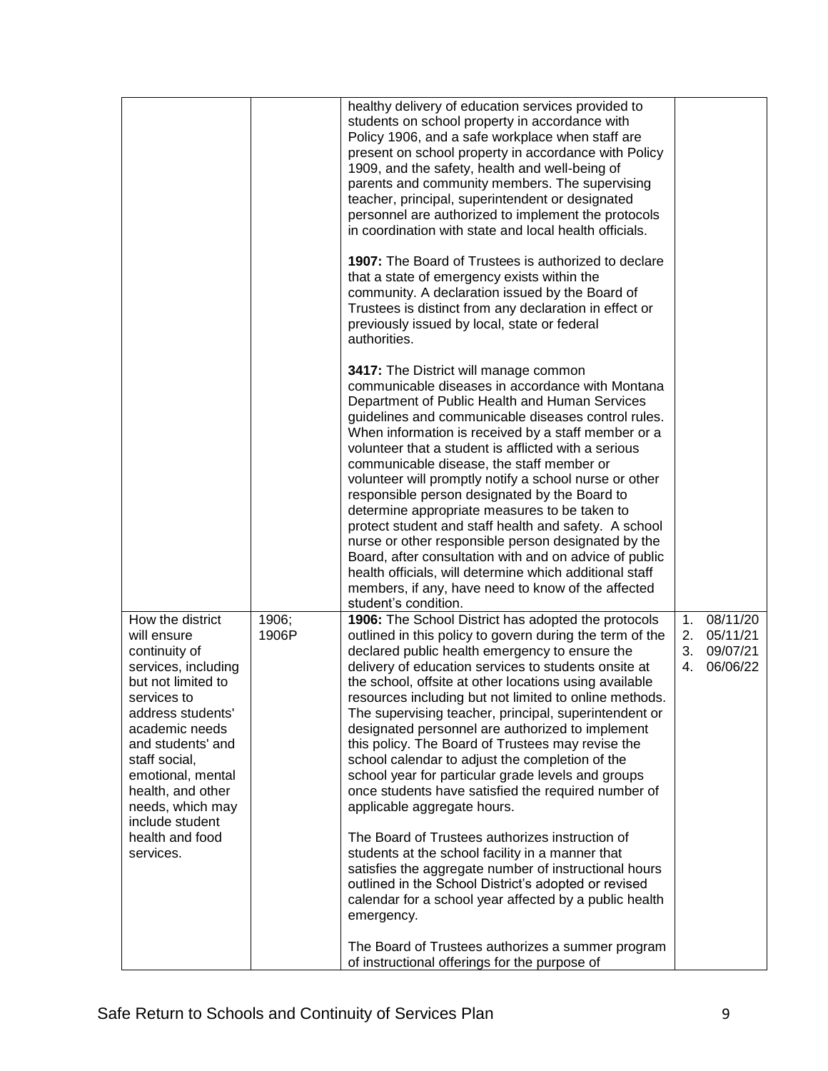| | | | |
|---|---|---|---|
| | | healthy delivery of education services provided to students on school property in accordance with Policy 1906, and a safe workplace when staff are present on school property in accordance with Policy 1909, and the safety, health and well-being of parents and community members. The supervising teacher, principal, superintendent or designated personnel are authorized to implement the protocols in coordination with state and local health officials.<br><br>**1907:** The Board of Trustees is authorized to declare that a state of emergency exists within the community. A declaration issued by the Board of Trustees is distinct from any declaration in effect or previously issued by local, state or federal authorities.<br><br>**3417:** The District will manage common communicable diseases in accordance with Montana Department of Public Health and Human Services guidelines and communicable diseases control rules. When information is received by a staff member or a volunteer that a student is afflicted with a serious communicable disease, the staff member or volunteer will promptly notify a school nurse or other responsible person designated by the Board to determine appropriate measures to be taken to protect student and staff health and safety. A school nurse or other responsible person designated by the Board, after consultation with and on advice of public health officials, will determine which additional staff members, if any, have need to know of the affected student's condition. | |
| How the district will ensure continuity of services, including but not limited to services to address students' academic needs and students' and staff social, emotional, mental health, and other needs, which may include student health and food services. | 1906; 1906P | **1906:** The School District has adopted the protocols outlined in this policy to govern during the term of the declared public health emergency to ensure the delivery of education services to students onsite at the school, offsite at other locations using available resources including but not limited to online methods. The supervising teacher, principal, superintendent or designated personnel are authorized to implement this policy. The Board of Trustees may revise the school calendar to adjust the completion of the school year for particular grade levels and groups once students have satisfied the required number of applicable aggregate hours.<br><br>The Board of Trustees authorizes instruction of students at the school facility in a manner that satisfies the aggregate number of instructional hours outlined in the School District's adopted or revised calendar for a school year affected by a public health emergency.<br><br>The Board of Trustees authorizes a summer program of instructional offerings for the purpose of | 1. 08/11/20<br>2. 05/11/21<br>3. 09/07/21<br>4. 06/06/22 |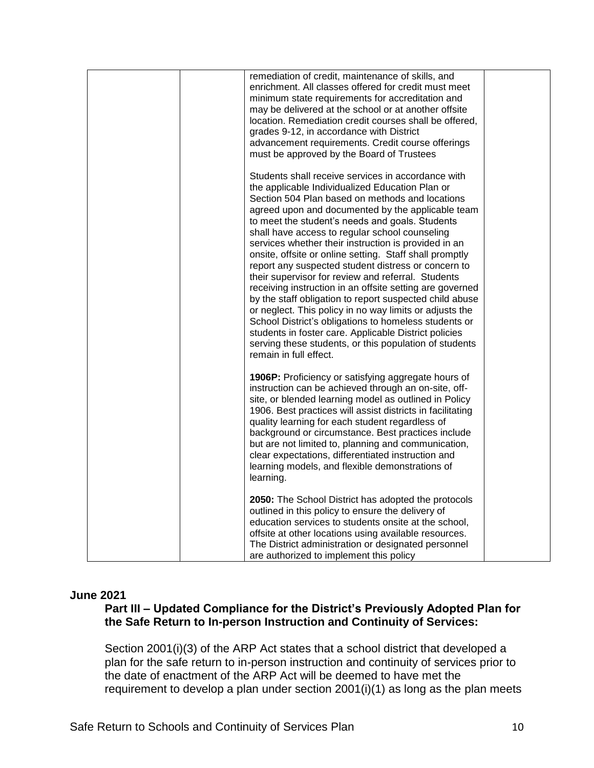| | | | |
|---|---|---|---|
| | | remediation of credit, maintenance of skills, and enrichment. All classes offered for credit must meet minimum state requirements for accreditation and may be delivered at the school or at another offsite location. Remediation credit courses shall be offered, grades 9-12, in accordance with District advancement requirements. Credit course offerings must be approved by the Board of Trustees<br><br>Students shall receive services in accordance with the applicable Individualized Education Plan or Section 504 Plan based on methods and locations agreed upon and documented by the applicable team to meet the student's needs and goals. Students shall have access to regular school counseling services whether their instruction is provided in an onsite, offsite or online setting. Staff shall promptly report any suspected student distress or concern to their supervisor for review and referral. Students receiving instruction in an offsite setting are governed by the staff obligation to report suspected child abuse or neglect. This policy in no way limits or adjusts the School District's obligations to homeless students or students in foster care. Applicable District policies serving these students, or this population of students remain in full effect.<br><br>**1906P:** Proficiency or satisfying aggregate hours of instruction can be achieved through an on-site, off-site, or blended learning model as outlined in Policy 1906. Best practices will assist districts in facilitating quality learning for each student regardless of background or circumstance. Best practices include but are not limited to, planning and communication, clear expectations, differentiated instruction and learning models, and flexible demonstrations of learning.<br><br>**2050:** The School District has adopted the protocols outlined in this policy to ensure the delivery of education services to students onsite at the school, offsite at other locations using available resources. The District administration or designated personnel are authorized to implement this policy | |

**June 2021**

**Part III – Updated Compliance for the District's Previously Adopted Plan for the Safe Return to In-person Instruction and Continuity of Services:**

Section 2001(i)(3) of the ARP Act states that a school district that developed a plan for the safe return to in-person instruction and continuity of services prior to the date of enactment of the ARP Act will be deemed to have met the requirement to develop a plan under section 2001(i)(1) as long as the plan meets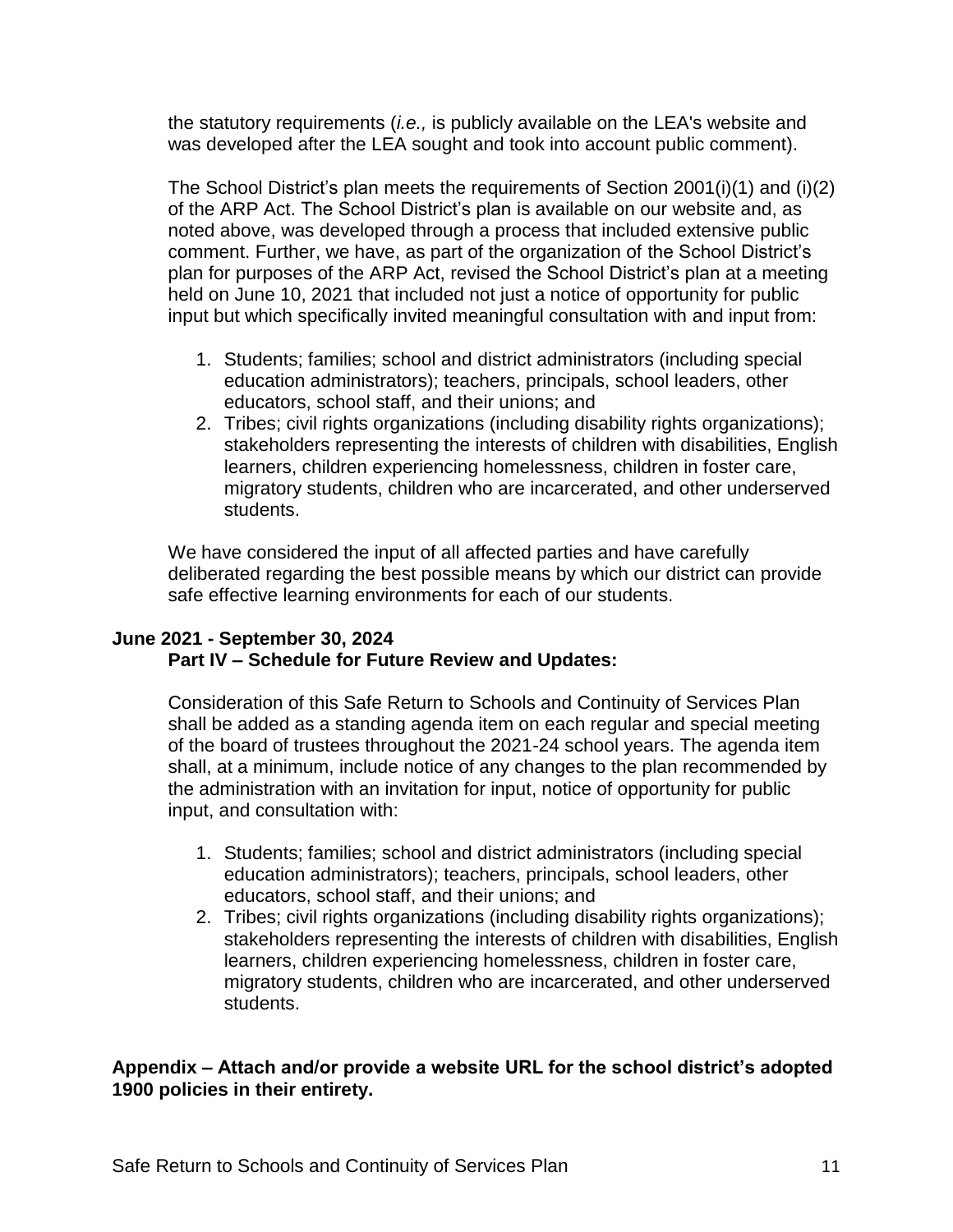the statutory requirements (*i.e.,* is publicly available on the LEA's website and was developed after the LEA sought and took into account public comment).

The School District's plan meets the requirements of Section 2001(i)(1) and (i)(2) of the ARP Act. The School District's plan is available on our website and, as noted above, was developed through a process that included extensive public comment. Further, we have, as part of the organization of the School District's plan for purposes of the ARP Act, revised the School District's plan at a meeting held on June 10, 2021 that included not just a notice of opportunity for public input but which specifically invited meaningful consultation with and input from:

1. Students; families; school and district administrators (including special education administrators); teachers, principals, school leaders, other educators, school staff, and their unions; and
2. Tribes; civil rights organizations (including disability rights organizations); stakeholders representing the interests of children with disabilities, English learners, children experiencing homelessness, children in foster care, migratory students, children who are incarcerated, and other underserved students.

We have considered the input of all affected parties and have carefully deliberated regarding the best possible means by which our district can provide safe effective learning environments for each of our students.

**June 2021 - September 30, 2024**

**Part IV – Schedule for Future Review and Updates:**

Consideration of this Safe Return to Schools and Continuity of Services Plan shall be added as a standing agenda item on each regular and special meeting of the board of trustees throughout the 2021-24 school years. The agenda item shall, at a minimum, include notice of any changes to the plan recommended by the administration with an invitation for input, notice of opportunity for public input, and consultation with:

1. Students; families; school and district administrators (including special education administrators); teachers, principals, school leaders, other educators, school staff, and their unions; and
2. Tribes; civil rights organizations (including disability rights organizations); stakeholders representing the interests of children with disabilities, English learners, children experiencing homelessness, children in foster care, migratory students, children who are incarcerated, and other underserved students.

**Appendix – Attach and/or provide a website URL for the school district's adopted 1900 policies in their entirety.**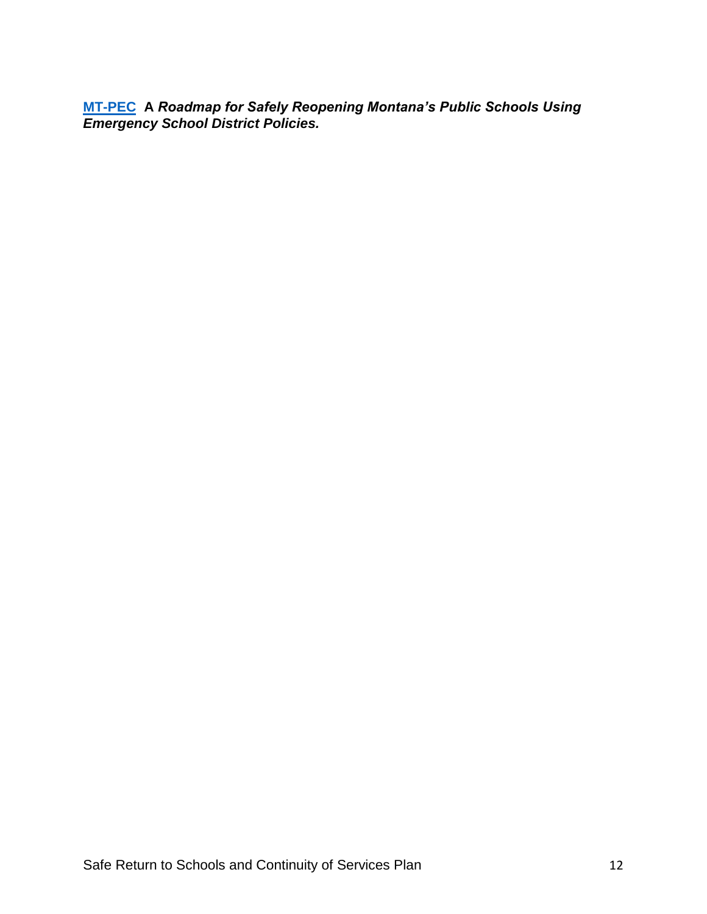**MT-PEC** **A** ***Roadmap for Safely Reopening Montana's Public Schools Using Emergency School District Policies.***